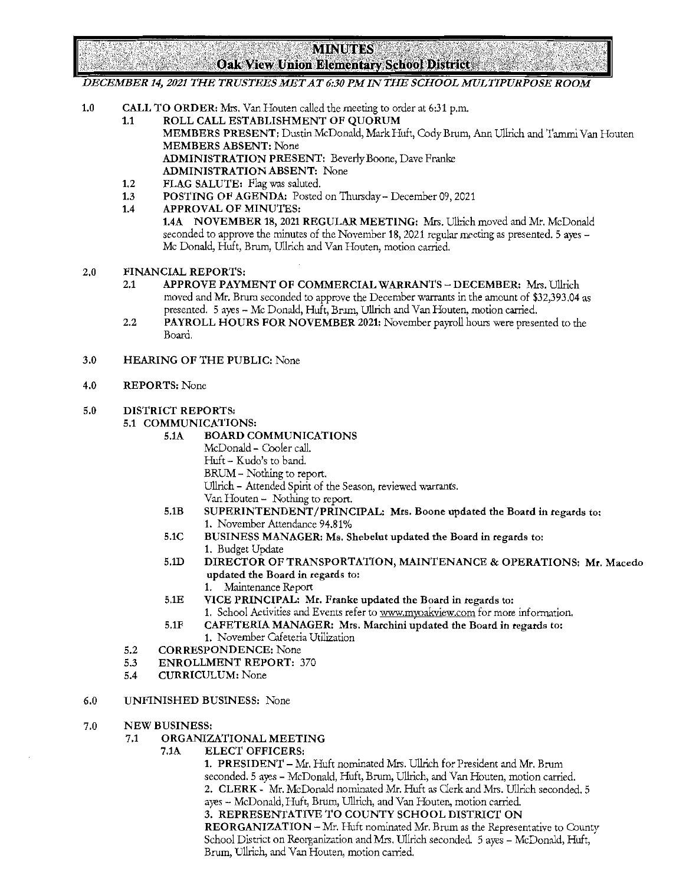# MINUTES

## Oak View Union Elementary School District

*DECEMBER 14, 2021 THE TRUSTEES MET AT 6:30 PM IN THE SCHOOL MULTIPURPOSE ROOM*

**1.0 CALL TO ORDER:** Mrs. Van Houten called the meeting to order at 6:31 p.m.

- **1.1 ROLL CALL ESTABLISHMENT OF QUORUM**
  **MEMBERS PRESENT:** Dustin McDonald, Mark Huft, Cody Brum, Ann Ullrich and Tammi Van Houten
  **MEMBERS ABSENT:** None
  **ADMINISTRATION PRESENT:** Beverly Boone, Dave Franke
  **ADMINISTRATION ABSENT:** None
- **1.2 FLAG SALUTE:** Flag was saluted.
- **1.3 POSTING OF AGENDA:** Posted on Thursday – December 09, 2021
- **1.4 APPROVAL OF MINUTES:**
  **1.4A NOVEMBER 18, 2021 REGULAR MEETING:** Mrs. Ullrich moved and Mr. McDonald seconded to approve the minutes of the November 18, 2021 regular meeting as presented. 5 ayes – Mc Donald, Huft, Brum, Ullrich and Van Houten, motion carried.

**2.0 FINANCIAL REPORTS:**

- **2.1 APPROVE PAYMENT OF COMMERCIAL WARRANTS – DECEMBER:** Mrs. Ullrich moved and Mr. Brum seconded to approve the December warrants in the amount of $32,393.04 as presented. 5 ayes – Mc Donald, Huft, Brum, Ullrich and Van Houten, motion carried.
- **2.2 PAYROLL HOURS FOR NOVEMBER 2021:** November payroll hours were presented to the Board.

**3.0 HEARING OF THE PUBLIC:** None

**4.0 REPORTS:** None

**5.0 DISTRICT REPORTS:**

- **5.1 COMMUNICATIONS:**
  - **5.1A BOARD COMMUNICATIONS**
    McDonald – Cooler call.
    Huft – Kudo's to band.
    BRUM – Nothing to report.
    Ullrich – Attended Spirit of the Season, reviewed warrants.
    Van Houten – Nothing to report.
  - **5.1B SUPERINTENDENT/PRINCIPAL: Mrs. Boone updated the Board in regards to:**
    1. November Attendance 94.81%
  - **5.1C BUSINESS MANAGER: Ms. Shebelut updated the Board in regards to:**
    1. Budget Update
  - **5.1D DIRECTOR OF TRANSPORTATION, MAINTENANCE & OPERATIONS: Mr. Macedo updated the Board in regards to:**
    1. Maintenance Report
  - **5.1E VICE PRINCIPAL: Mr. Franke updated the Board in regards to:**
    1. School Activities and Events refer to www.myoakview.com for more information.
  - **5.1F CAFETERIA MANAGER: Mrs. Marchini updated the Board in regards to:**
    1. November Cafeteria Utilization
- **5.2 CORRESPONDENCE:** None
- **5.3 ENROLLMENT REPORT:** 370
- **5.4 CURRICULUM:** None

**6.0 UNFINISHED BUSINESS:** None

**7.0 NEW BUSINESS:**

- **7.1 ORGANIZATIONAL MEETING**
  - **7.1A ELECT OFFICERS:**
    1. **PRESIDENT** – Mr. Huft nominated Mrs. Ullrich for President and Mr. Brum seconded. 5 ayes – McDonald, Huft, Brum, Ullrich, and Van Houten, motion carried.
    2. **CLERK** - Mr. McDonald nominated Mr. Huft as Clerk and Mrs. Ullrich seconded. 5 ayes – McDonald, Huft, Brum, Ullrich, and Van Houten, motion carried.
    3. **REPRESENTATIVE TO COUNTY SCHOOL DISTRICT ON REORGANIZATION** – Mr. Huft nominated Mr. Brum as the Representative to County School District on Reorganization and Mrs. Ullrich seconded. 5 ayes – McDonald, Huft, Brum, Ullrich, and Van Houten, motion carried.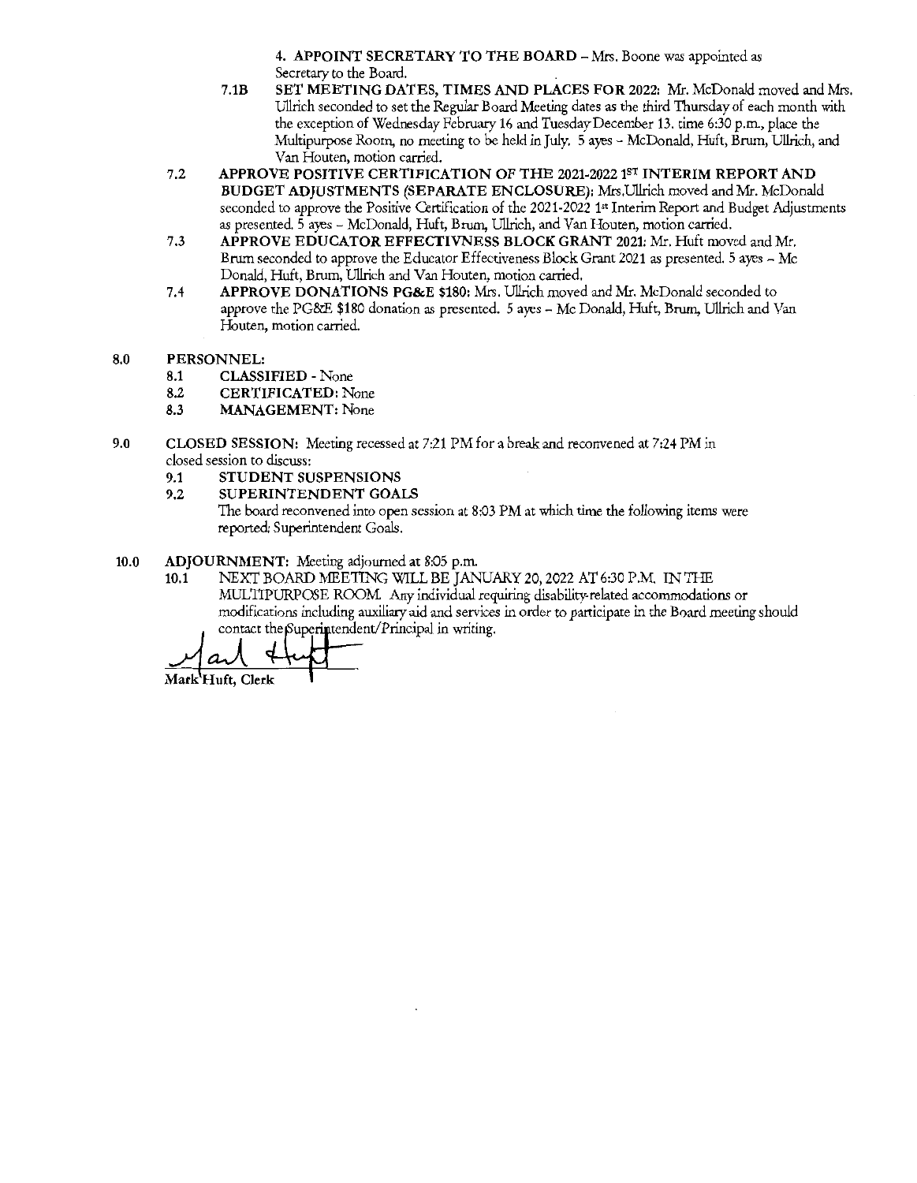4. **APPOINT SECRETARY TO THE BOARD** – Mrs. Boone was appointed as Secretary to the Board.

**7.1B SET MEETING DATES, TIMES AND PLACES FOR 2022:** Mr. McDonald moved and Mrs. Ullrich seconded to set the Regular Board Meeting dates as the third Thursday of each month with the exception of Wednesday February 16 and Tuesday December 13. time 6:30 p.m., place the Multipurpose Room, no meeting to be held in July. 5 ayes – McDonald, Huft, Brum, Ullrich, and Van Houten, motion carried.

**7.2 APPROVE POSITIVE CERTIFICATION OF THE 2021-2022 1ST INTERIM REPORT AND BUDGET ADJUSTMENTS (SEPARATE ENCLOSURE):** Mrs.Ullrich moved and Mr. McDonald seconded to approve the Positive Certification of the 2021-2022 1st Interim Report and Budget Adjustments as presented. 5 ayes – McDonald, Huft, Brum, Ullrich, and Van Houten, motion carried.

**7.3 APPROVE EDUCATOR EFFECTIVNESS BLOCK GRANT 2021:** Mr. Huft moved and Mr. Brum seconded to approve the Educator Effectiveness Block Grant 2021 as presented. 5 ayes – Mc Donald, Huft, Brum, Ullrich and Van Houten, motion carried.

**7.4 APPROVE DONATIONS PG&E $180:** Mrs. Ullrich moved and Mr. McDonald seconded to approve the PG&E $180 donation as presented. 5 ayes – Mc Donald, Huft, Brum, Ullrich and Van Houten, motion carried.

**8.0 PERSONNEL:**

- **8.1 CLASSIFIED** - None
- **8.2 CERTIFICATED:** None
- **8.3 MANAGEMENT:** None

**9.0 CLOSED SESSION:** Meeting recessed at 7:21 PM for a break and reconvened at 7:24 PM in closed session to discuss:

- **9.1 STUDENT SUSPENSIONS**
- **9.2 SUPERINTENDENT GOALS**

The board reconvened into open session at 8:03 PM at which time the following items were reported: Superintendent Goals.

**10.0 ADJOURNMENT:** Meeting adjourned at 8:05 p.m.

**10.1** NEXT BOARD MEETING WILL BE JANUARY 20, 2022 AT 6:30 P.M. IN THE MULTIPURPOSE ROOM. Any individual requiring disability-related accommodations or modifications including auxiliary aid and services in order to participate in the Board meeting should contact the Superintendent/Principal in writing.

Mark Huft, Clerk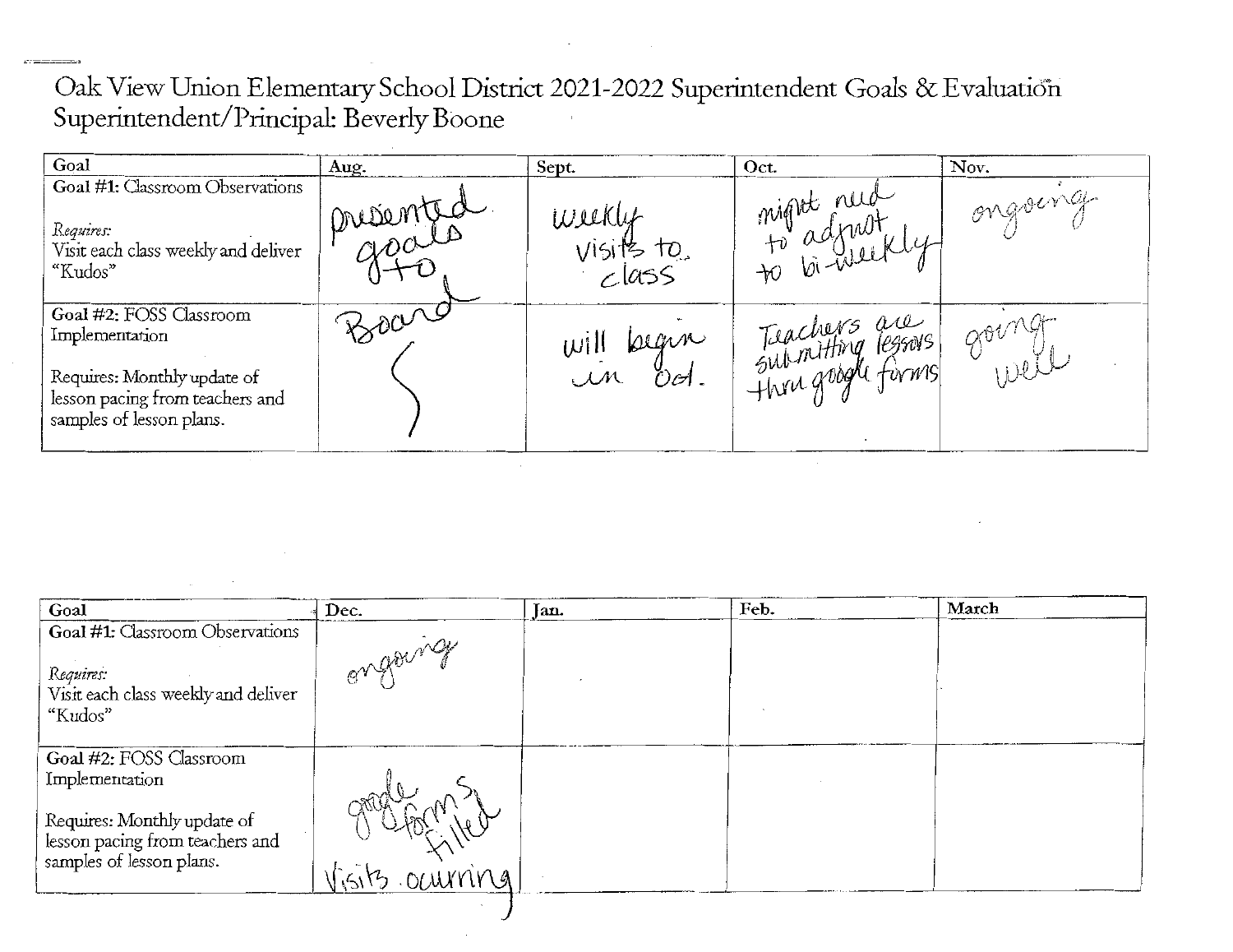Oak View Union Elementary School District 2021-2022 Superintendent Goals & Evaluation
Superintendent/Principal: Beverly Boone

| Goal | Aug. | Sept. | Oct. | Nov. |
|---|---|---|---|---|
| **Goal #1:** Classroom Observations<br><br>*Requires:*<br>Visit each class weekly and deliver "Kudos" | presented goals to Board | weekly visits to class | might need to adjust to bi-weekly | ongoing |
| **Goal #2:** FOSS Classroom Implementation<br><br>Requires: Monthly update of lesson pacing from teachers and samples of lesson plans. | | will begin in Oct. | Teachers are submitting lessons thru google forms | going well |

| Goal | Dec. | Jan. | Feb. | March |
|---|---|---|---|---|
| **Goal #1:** Classroom Observations<br><br>*Requires:*<br>Visit each class weekly and deliver "Kudos" | ongoing | | | |
| **Goal #2:** FOSS Classroom Implementation<br><br>Requires: Monthly update of lesson pacing from teachers and samples of lesson plans. | google forms filled<br>Visits occurring | | | |